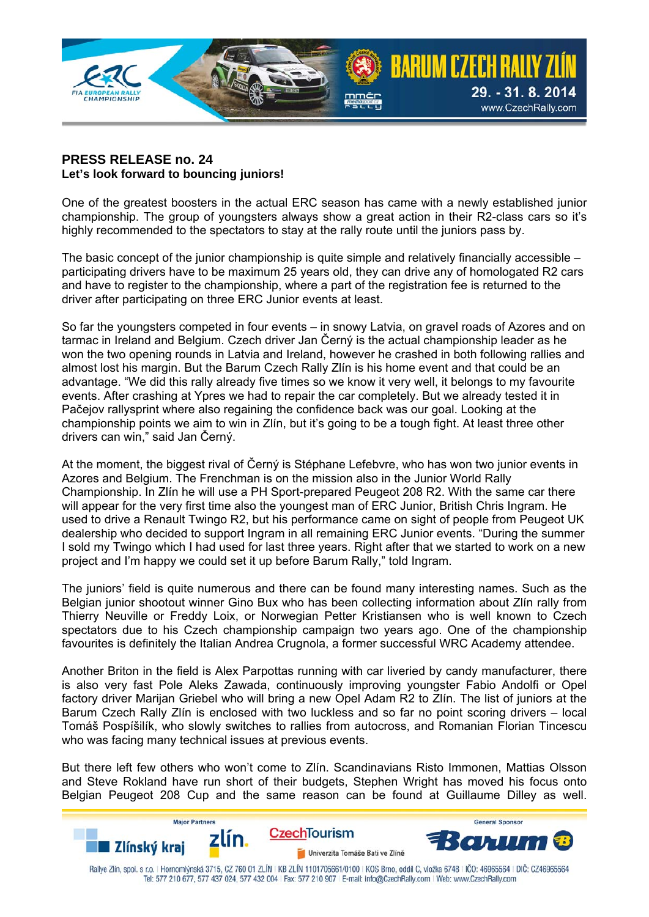## PRESS RELEASE no. 24

**Let's look forward to bouncing juniors!**

One of the greatest boosters in the actual ERC season has came with a newly established junior championship. The group of youngsters always show a great action in their R2-class cars so it's highly recommended to the spectators to stay at the rally route until the juniors pass by.

The basic concept of the junior championship is quite simple and relatively financially accessible – participating drivers have to be maximum 25 years old, they can drive any of homologated R2 cars and have to register to the championship, where a part of the registration fee is returned to the driver after participating on three ERC Junior events at least.

So far the youngsters competed in four events – in snowy Latvia, on gravel roads of Azores and on tarmac in Ireland and Belgium. Czech driver Jan Černý is the actual championship leader as he won the two opening rounds in Latvia and Ireland, however he crashed in both following rallies and almost lost his margin. But the Barum Czech Rally Zlín is his home event and that could be an advantage. "We did this rally already five times so we know it very well, it belongs to my favourite events. After crashing at Ypres we had to repair the car completely. But we already tested it in Pačejov rallysprint where also regaining the confidence back was our goal. Looking at the championship points we aim to win in Zlín, but it's going to be a tough fight. At least three other drivers can win," said Jan Černý.

At the moment, the biggest rival of Černý is Stéphane Lefebvre, who has won two junior events in Azores and Belgium. The Frenchman is on the mission also in the Junior World Rally Championship. In Zlín he will use a PH Sport-prepared Peugeot 208 R2. With the same car there will appear for the very first time also the youngest man of ERC Junior, British Chris Ingram. He used to drive a Renault Twingo R2, but his performance came on sight of people from Peugeot UK dealership who decided to support Ingram in all remaining ERC Junior events. "During the summer I sold my Twingo which I had used for last three years. Right after that we started to work on a new project and I'm happy we could set it up before Barum Rally," told Ingram.

The juniors' field is quite numerous and there can be found many interesting names. Such as the Belgian junior shootout winner Gino Bux who has been collecting information about Zlín rally from Thierry Neuville or Freddy Loix, or Norwegian Petter Kristiansen who is well known to Czech spectators due to his Czech championship campaign two years ago. One of the championship favourites is definitely the Italian Andrea Crugnola, a former successful WRC Academy attendee.

Another Briton in the field is Alex Parpottas running with car liveried by candy manufacturer, there is also very fast Pole Aleks Zawada, continuously improving youngster Fabio Andolfi or Opel factory driver Marijan Griebel who will bring a new Opel Adam R2 to Zlín. The list of juniors at the Barum Czech Rally Zlín is enclosed with two luckless and so far no point scoring drivers – local Tomáš Pospíšilík, who slowly switches to rallies from autocross, and Romanian Florian Tincescu who was facing many technical issues at previous events.

But there left few others who won't come to Zlín. Scandinavians Risto Immonen, Mattias Olsson and Steve Rokland have run short of their budgets, Stephen Wright has moved his focus onto Belgian Peugeot 208 Cup and the same reason can be found at Guillaume Dilley as well.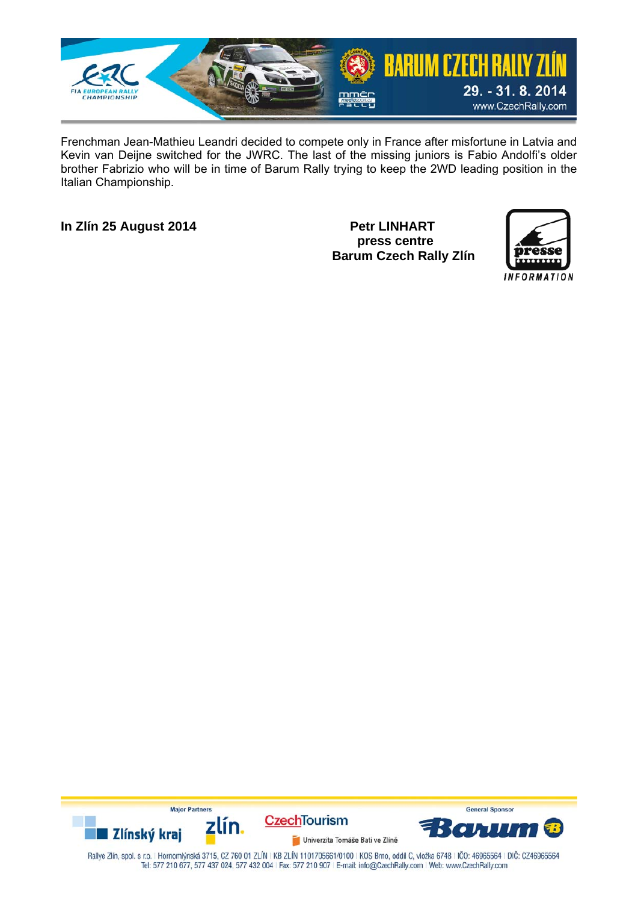Frenchman Jean-Mathieu Leandri decided to compete only in France after misfortune in Latvia and Kevin van Deijne switched for the JWRC. The last of the missing juniors is Fabio Andolfi's older brother Fabrizio who will be in time of Barum Rally trying to keep the 2WD leading position in the Italian Championship.

**In Zlín 25 August 2014**

**Petr LINHART**
**press centre**
**Barum Czech Rally Zlín**